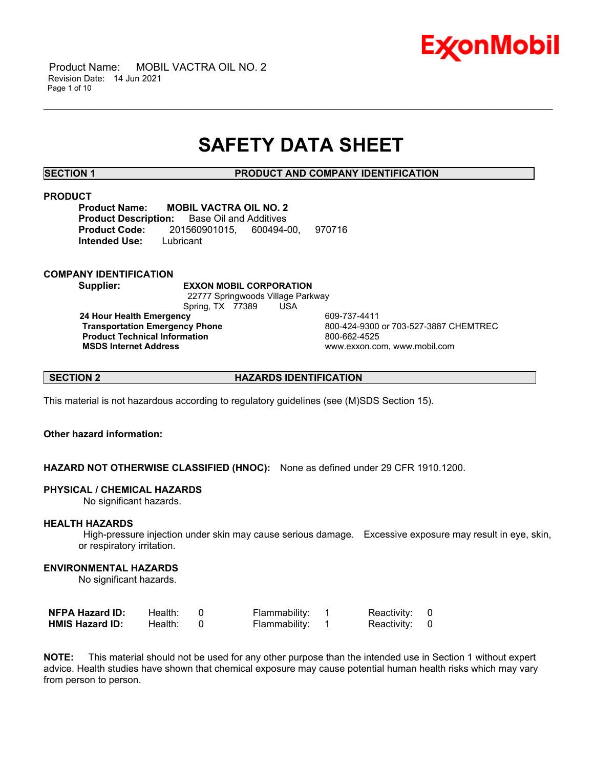# SAFETY DATA SHEET

## SECTION 1 PRODUCT AND COMPANY IDENTIFICATION

### PRODUCT

**Product Name:** **MOBIL VACTRA OIL NO. 2**
**Product Description:** Base Oil and Additives
**Product Code:** 201560901015, 600494-00, 970716
**Intended Use:** Lubricant

### COMPANY IDENTIFICATION

**Supplier:** **EXXON MOBIL CORPORATION**
22777 Springwoods Village Parkway
Spring, TX 77389 USA

| | |
|---|---|
| **24 Hour Health Emergency** | 609-737-4411 |
| **Transportation Emergency Phone** | 800-424-9300 or 703-527-3887 CHEMTREC |
| **Product Technical Information** | 800-662-4525 |
| **MSDS Internet Address** | www.exxon.com, www.mobil.com |

## SECTION 2 HAZARDS IDENTIFICATION

This material is not hazardous according to regulatory guidelines (see (M)SDS Section 15).

**Other hazard information:**

**HAZARD NOT OTHERWISE CLASSIFIED (HNOC):** None as defined under 29 CFR 1910.1200.

### PHYSICAL / CHEMICAL HAZARDS

No significant hazards.

### HEALTH HAZARDS

High-pressure injection under skin may cause serious damage. Excessive exposure may result in eye, skin, or respiratory irritation.

### ENVIRONMENTAL HAZARDS

No significant hazards.

| | | | | | | |
|---|---|---|---|---|---|---|
| **NFPA Hazard ID:** | Health: | 0 | Flammability: | 1 | Reactivity: | 0 |
| **HMIS Hazard ID:** | Health: | 0 | Flammability: | 1 | Reactivity: | 0 |

**NOTE:** This material should not be used for any other purpose than the intended use in Section 1 without expert advice. Health studies have shown that chemical exposure may cause potential human health risks which may vary from person to person.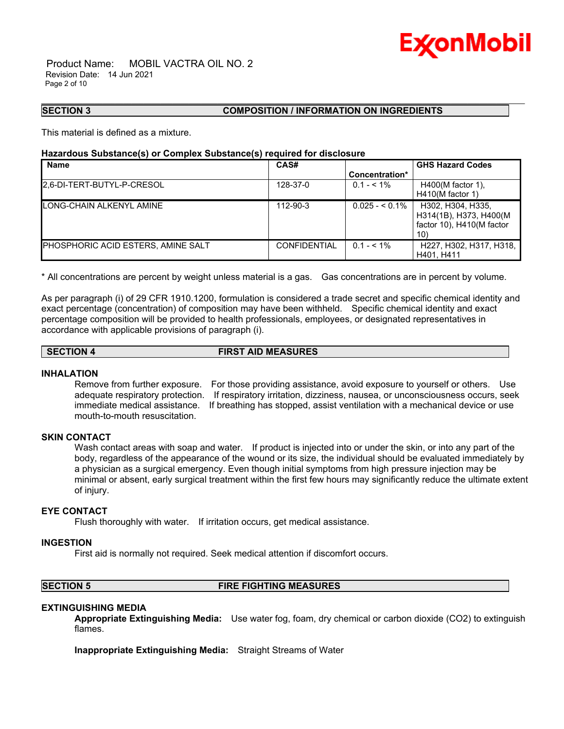## SECTION 3 COMPOSITION / INFORMATION ON INGREDIENTS

This material is defined as a mixture.

**Hazardous Substance(s) or Complex Substance(s) required for disclosure**

| Name | CAS# | Concentration* | GHS Hazard Codes |
| --- | --- | --- | --- |
| 2,6-DI-TERT-BUTYL-P-CRESOL | 128-37-0 | 0.1 - < 1% | H400(M factor 1), H410(M factor 1) |
| LONG-CHAIN ALKENYL AMINE | 112-90-3 | 0.025 - < 0.1% | H302, H304, H335, H314(1B), H373, H400(M factor 10), H410(M factor 10) |
| PHOSPHORIC ACID ESTERS, AMINE SALT | CONFIDENTIAL | 0.1 - < 1% | H227, H302, H317, H318, H401, H411 |

\* All concentrations are percent by weight unless material is a gas. Gas concentrations are in percent by volume.

As per paragraph (i) of 29 CFR 1910.1200, formulation is considered a trade secret and specific chemical identity and exact percentage (concentration) of composition may have been withheld. Specific chemical identity and exact percentage composition will be provided to health professionals, employees, or designated representatives in accordance with applicable provisions of paragraph (i).

## SECTION 4 FIRST AID MEASURES

### INHALATION

Remove from further exposure. For those providing assistance, avoid exposure to yourself or others. Use adequate respiratory protection. If respiratory irritation, dizziness, nausea, or unconsciousness occurs, seek immediate medical assistance. If breathing has stopped, assist ventilation with a mechanical device or use mouth-to-mouth resuscitation.

### SKIN CONTACT

Wash contact areas with soap and water. If product is injected into or under the skin, or into any part of the body, regardless of the appearance of the wound or its size, the individual should be evaluated immediately by a physician as a surgical emergency. Even though initial symptoms from high pressure injection may be minimal or absent, early surgical treatment within the first few hours may significantly reduce the ultimate extent of injury.

### EYE CONTACT

Flush thoroughly with water. If irritation occurs, get medical assistance.

### INGESTION

First aid is normally not required. Seek medical attention if discomfort occurs.

## SECTION 5 FIRE FIGHTING MEASURES

### EXTINGUISHING MEDIA

**Appropriate Extinguishing Media:** Use water fog, foam, dry chemical or carbon dioxide ($CO_2$) to extinguish flames.

**Inappropriate Extinguishing Media:** Straight Streams of Water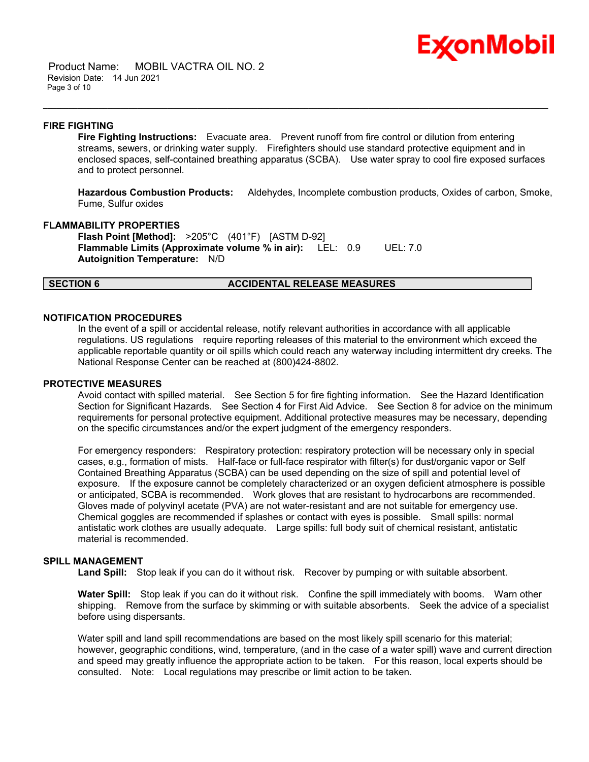### FIRE FIGHTING

**Fire Fighting Instructions:** Evacuate area. Prevent runoff from fire control or dilution from entering streams, sewers, or drinking water supply. Firefighters should use standard protective equipment and in enclosed spaces, self-contained breathing apparatus (SCBA). Use water spray to cool fire exposed surfaces and to protect personnel.

**Hazardous Combustion Products:** Aldehydes, Incomplete combustion products, Oxides of carbon, Smoke, Fume, Sulfur oxides

### FLAMMABILITY PROPERTIES

**Flash Point [Method]:** >205°C (401°F) [ASTM D-92]
**Flammable Limits (Approximate volume % in air):** LEL: 0.9 UEL: 7.0
**Autoignition Temperature:** N/D

## SECTION 6 ACCIDENTAL RELEASE MEASURES

### NOTIFICATION PROCEDURES

In the event of a spill or accidental release, notify relevant authorities in accordance with all applicable regulations. US regulations require reporting releases of this material to the environment which exceed the applicable reportable quantity or oil spills which could reach any waterway including intermittent dry creeks. The National Response Center can be reached at (800)424-8802.

### PROTECTIVE MEASURES

Avoid contact with spilled material. See Section 5 for fire fighting information. See the Hazard Identification Section for Significant Hazards. See Section 4 for First Aid Advice. See Section 8 for advice on the minimum requirements for personal protective equipment. Additional protective measures may be necessary, depending on the specific circumstances and/or the expert judgment of the emergency responders.

For emergency responders: Respiratory protection: respiratory protection will be necessary only in special cases, e.g., formation of mists. Half-face or full-face respirator with filter(s) for dust/organic vapor or Self Contained Breathing Apparatus (SCBA) can be used depending on the size of spill and potential level of exposure. If the exposure cannot be completely characterized or an oxygen deficient atmosphere is possible or anticipated, SCBA is recommended. Work gloves that are resistant to hydrocarbons are recommended. Gloves made of polyvinyl acetate (PVA) are not water-resistant and are not suitable for emergency use. Chemical goggles are recommended if splashes or contact with eyes is possible. Small spills: normal antistatic work clothes are usually adequate. Large spills: full body suit of chemical resistant, antistatic material is recommended.

### SPILL MANAGEMENT

**Land Spill:** Stop leak if you can do it without risk. Recover by pumping or with suitable absorbent.

**Water Spill:** Stop leak if you can do it without risk. Confine the spill immediately with booms. Warn other shipping. Remove from the surface by skimming or with suitable absorbents. Seek the advice of a specialist before using dispersants.

Water spill and land spill recommendations are based on the most likely spill scenario for this material; however, geographic conditions, wind, temperature, (and in the case of a water spill) wave and current direction and speed may greatly influence the appropriate action to be taken. For this reason, local experts should be consulted. Note: Local regulations may prescribe or limit action to be taken.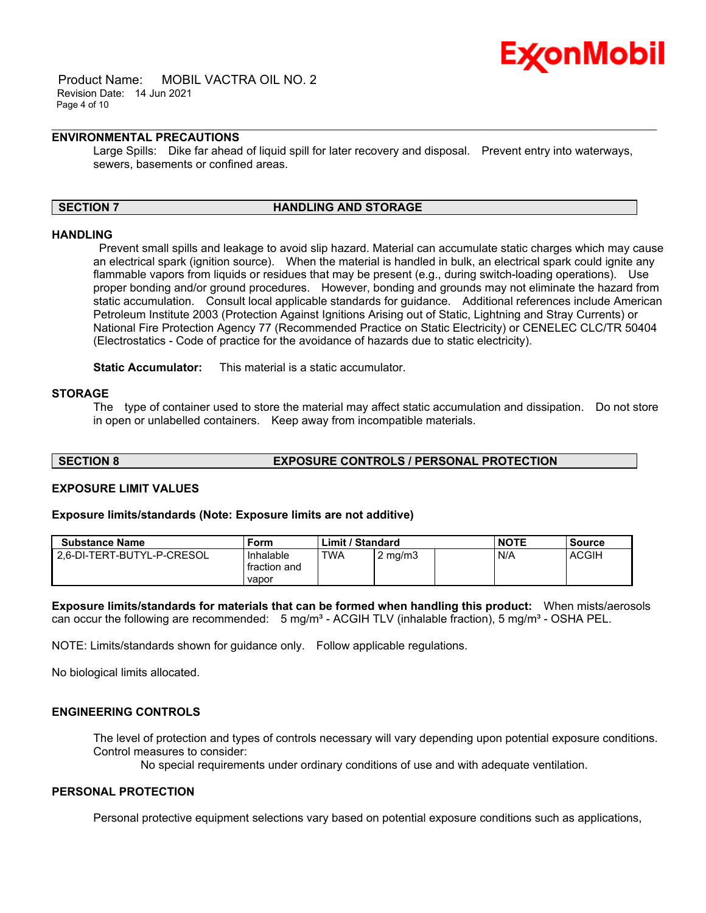### ENVIRONMENTAL PRECAUTIONS

Large Spills: Dike far ahead of liquid spill for later recovery and disposal. Prevent entry into waterways, sewers, basements or confined areas.

## SECTION 7 HANDLING AND STORAGE

### HANDLING

Prevent small spills and leakage to avoid slip hazard. Material can accumulate static charges which may cause an electrical spark (ignition source). When the material is handled in bulk, an electrical spark could ignite any flammable vapors from liquids or residues that may be present (e.g., during switch-loading operations). Use proper bonding and/or ground procedures. However, bonding and grounds may not eliminate the hazard from static accumulation. Consult local applicable standards for guidance. Additional references include American Petroleum Institute 2003 (Protection Against Ignitions Arising out of Static, Lightning and Stray Currents) or National Fire Protection Agency 77 (Recommended Practice on Static Electricity) or CENELEC CLC/TR 50404 (Electrostatics - Code of practice for the avoidance of hazards due to static electricity).

**Static Accumulator:** This material is a static accumulator.

### STORAGE

The type of container used to store the material may affect static accumulation and dissipation. Do not store in open or unlabelled containers. Keep away from incompatible materials.

## SECTION 8 EXPOSURE CONTROLS / PERSONAL PROTECTION

### EXPOSURE LIMIT VALUES

**Exposure limits/standards (Note: Exposure limits are not additive)**

| Substance Name | Form | Limit / Standard | | | NOTE | Source |
|---|---|---|---|---|---|---|
| 2,6-DI-TERT-BUTYL-P-CRESOL | Inhalable fraction and vapor | TWA | 2 mg/m3 | | N/A | ACGIH |

**Exposure limits/standards for materials that can be formed when handling this product:** When mists/aerosols can occur the following are recommended: 5 mg/m³ - ACGIH TLV (inhalable fraction), 5 mg/m³ - OSHA PEL.

NOTE: Limits/standards shown for guidance only. Follow applicable regulations.

No biological limits allocated.

### ENGINEERING CONTROLS

The level of protection and types of controls necessary will vary depending upon potential exposure conditions. Control measures to consider:

No special requirements under ordinary conditions of use and with adequate ventilation.

### PERSONAL PROTECTION

Personal protective equipment selections vary based on potential exposure conditions such as applications,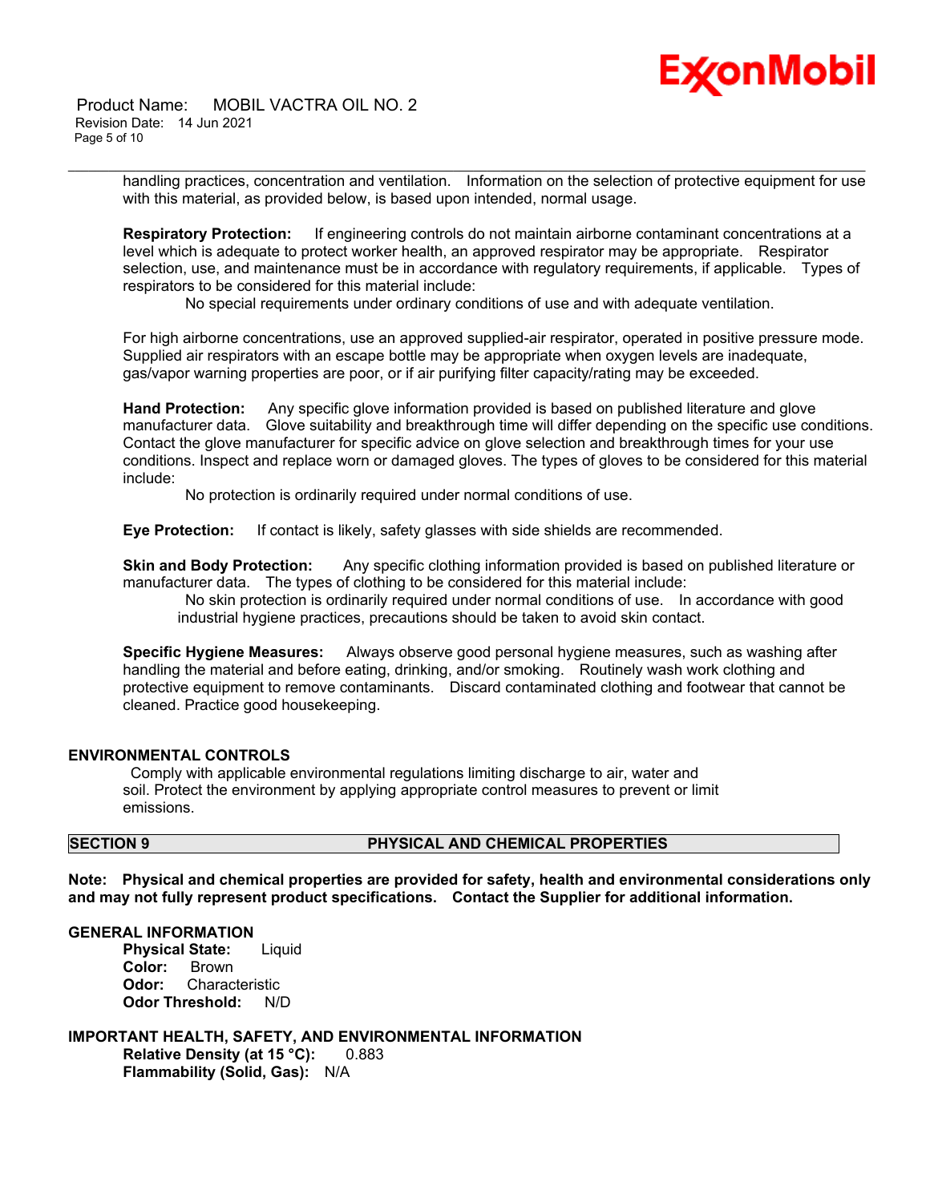handling practices, concentration and ventilation. Information on the selection of protective equipment for use with this material, as provided below, is based upon intended, normal usage.

**Respiratory Protection:** If engineering controls do not maintain airborne contaminant concentrations at a level which is adequate to protect worker health, an approved respirator may be appropriate. Respirator selection, use, and maintenance must be in accordance with regulatory requirements, if applicable. Types of respirators to be considered for this material include:

No special requirements under ordinary conditions of use and with adequate ventilation.

For high airborne concentrations, use an approved supplied-air respirator, operated in positive pressure mode. Supplied air respirators with an escape bottle may be appropriate when oxygen levels are inadequate, gas/vapor warning properties are poor, or if air purifying filter capacity/rating may be exceeded.

**Hand Protection:** Any specific glove information provided is based on published literature and glove manufacturer data. Glove suitability and breakthrough time will differ depending on the specific use conditions. Contact the glove manufacturer for specific advice on glove selection and breakthrough times for your use conditions. Inspect and replace worn or damaged gloves. The types of gloves to be considered for this material include:

No protection is ordinarily required under normal conditions of use.

**Eye Protection:** If contact is likely, safety glasses with side shields are recommended.

**Skin and Body Protection:** Any specific clothing information provided is based on published literature or manufacturer data. The types of clothing to be considered for this material include:

No skin protection is ordinarily required under normal conditions of use. In accordance with good industrial hygiene practices, precautions should be taken to avoid skin contact.

**Specific Hygiene Measures:** Always observe good personal hygiene measures, such as washing after handling the material and before eating, drinking, and/or smoking. Routinely wash work clothing and protective equipment to remove contaminants. Discard contaminated clothing and footwear that cannot be cleaned. Practice good housekeeping.

### ENVIRONMENTAL CONTROLS

Comply with applicable environmental regulations limiting discharge to air, water and soil. Protect the environment by applying appropriate control measures to prevent or limit emissions.

## SECTION 9 PHYSICAL AND CHEMICAL PROPERTIES

**Note: Physical and chemical properties are provided for safety, health and environmental considerations only and may not fully represent product specifications. Contact the Supplier for additional information.**

### GENERAL INFORMATION

**Physical State:** Liquid
**Color:** Brown
**Odor:** Characteristic
**Odor Threshold:** N/D

### IMPORTANT HEALTH, SAFETY, AND ENVIRONMENTAL INFORMATION

**Relative Density (at 15 °C):** 0.883
**Flammability (Solid, Gas):** N/A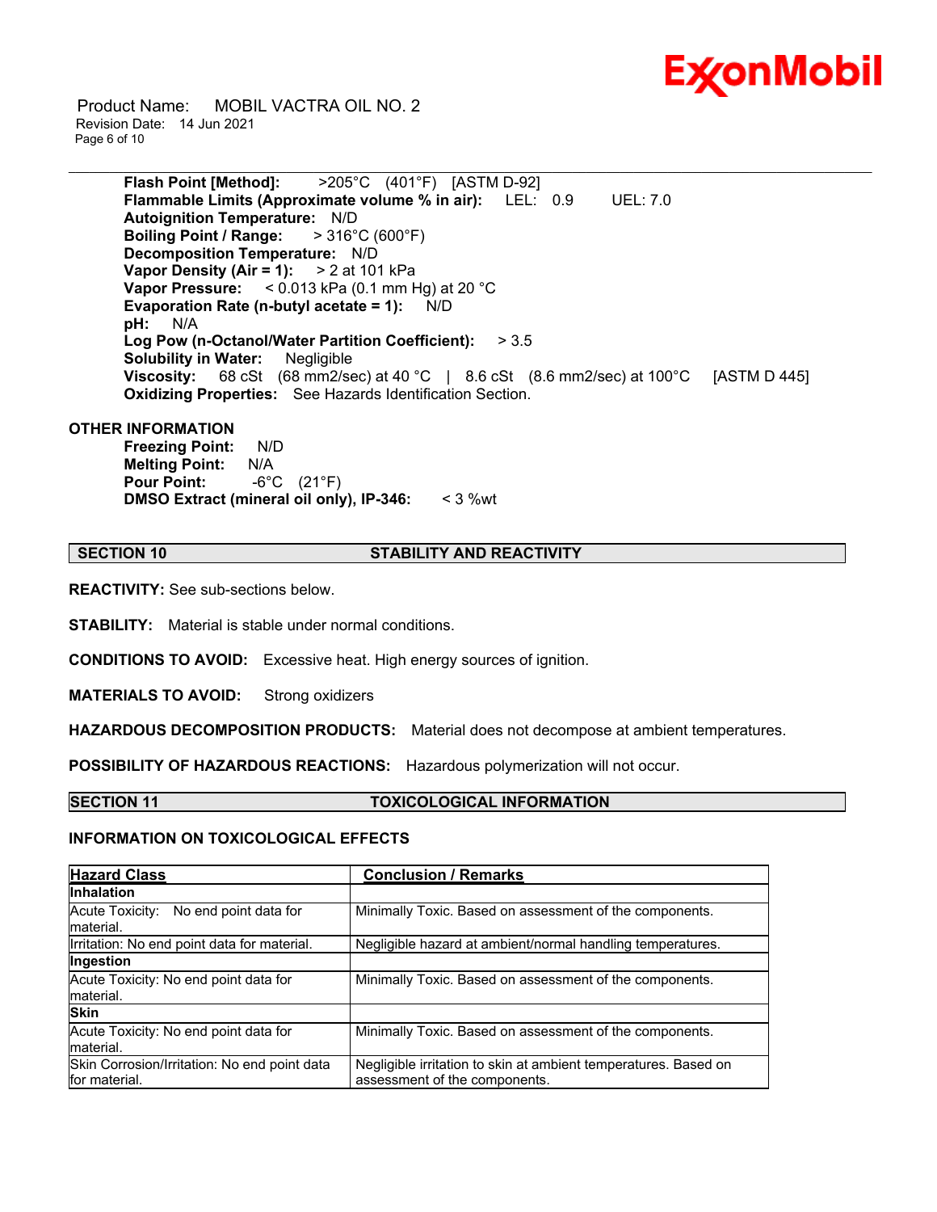**Flash Point [Method]:** >205°C (401°F) [ASTM D-92]
**Flammable Limits (Approximate volume % in air):** LEL: 0.9 UEL: 7.0
**Autoignition Temperature:** N/D
**Boiling Point / Range:** > 316°C (600°F)
**Decomposition Temperature:** N/D
**Vapor Density (Air = 1):** > 2 at 101 kPa
**Vapor Pressure:** < 0.013 kPa (0.1 mm Hg) at 20 °C
**Evaporation Rate (n-butyl acetate = 1):** N/D
**pH:** N/A
**Log Pow (n-Octanol/Water Partition Coefficient):** > 3.5
**Solubility in Water:** Negligible
**Viscosity:** 68 cSt (68 mm2/sec) at 40 °C | 8.6 cSt (8.6 mm2/sec) at 100°C [ASTM D 445]
**Oxidizing Properties:** See Hazards Identification Section.

**OTHER INFORMATION**

**Freezing Point:** N/D
**Melting Point:** N/A
**Pour Point:** -6°C (21°F)
**DMSO Extract (mineral oil only), IP-346:** < 3 %wt

## SECTION 10 STABILITY AND REACTIVITY

**REACTIVITY:** See sub-sections below.

**STABILITY:** Material is stable under normal conditions.

**CONDITIONS TO AVOID:** Excessive heat. High energy sources of ignition.

**MATERIALS TO AVOID:** Strong oxidizers

**HAZARDOUS DECOMPOSITION PRODUCTS:** Material does not decompose at ambient temperatures.

**POSSIBILITY OF HAZARDOUS REACTIONS:** Hazardous polymerization will not occur.

## SECTION 11 TOXICOLOGICAL INFORMATION

### INFORMATION ON TOXICOLOGICAL EFFECTS

| Hazard Class | Conclusion / Remarks |
|---|---|
| **Inhalation** | |
| Acute Toxicity: No end point data for material. | Minimally Toxic. Based on assessment of the components. |
| Irritation: No end point data for material. | Negligible hazard at ambient/normal handling temperatures. |
| **Ingestion** | |
| Acute Toxicity: No end point data for material. | Minimally Toxic. Based on assessment of the components. |
| **Skin** | |
| Acute Toxicity: No end point data for material. | Minimally Toxic. Based on assessment of the components. |
| Skin Corrosion/Irritation: No end point data for material. | Negligible irritation to skin at ambient temperatures. Based on assessment of the components. |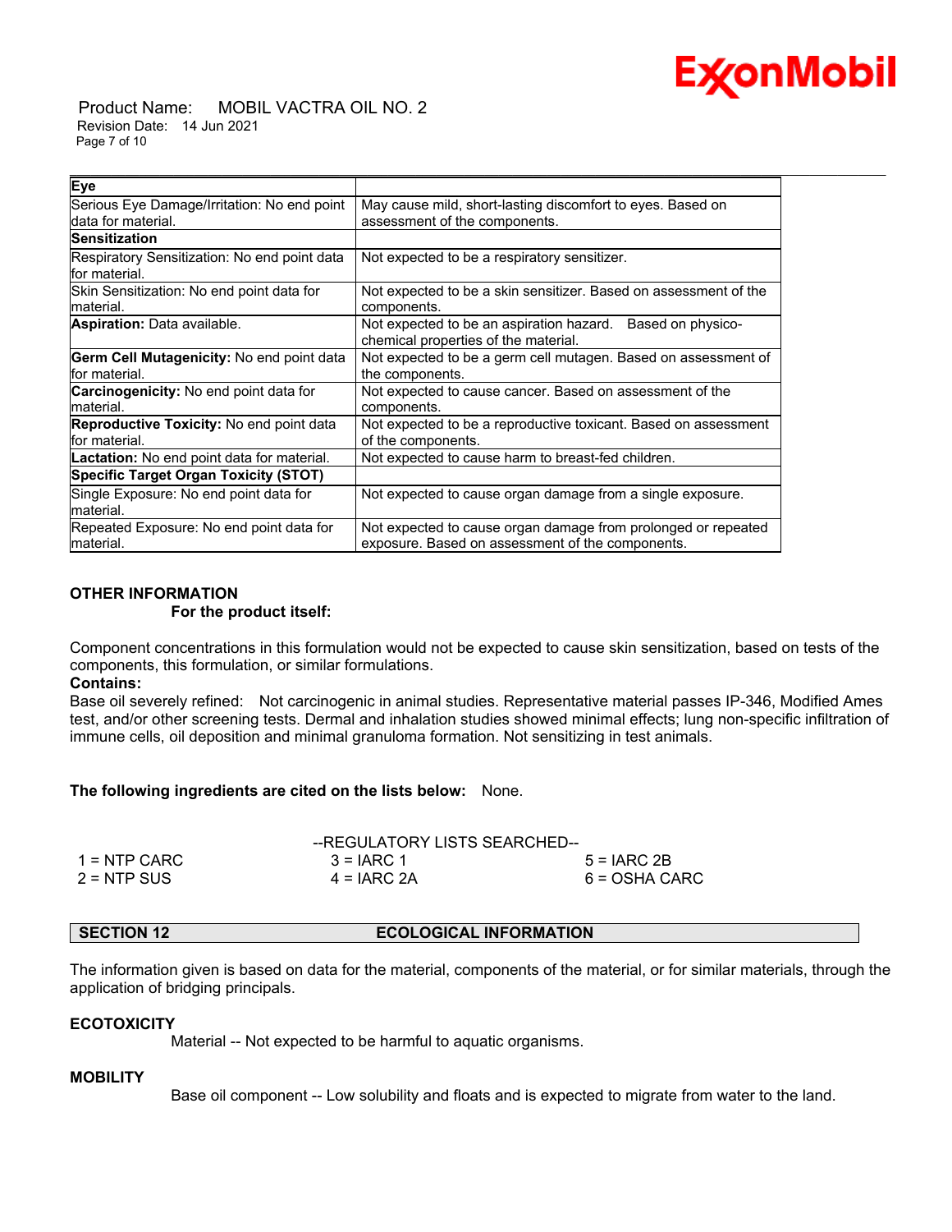| **Eye** | |
| --- | --- |
| Serious Eye Damage/Irritation: No end point data for material. | May cause mild, short-lasting discomfort to eyes. Based on assessment of the components. |
| **Sensitization** | |
| Respiratory Sensitization: No end point data for material. | Not expected to be a respiratory sensitizer. |
| Skin Sensitization: No end point data for material. | Not expected to be a skin sensitizer. Based on assessment of the components. |
| **Aspiration:** Data available. | Not expected to be an aspiration hazard. Based on physico-chemical properties of the material. |
| **Germ Cell Mutagenicity:** No end point data for material. | Not expected to be a germ cell mutagen. Based on assessment of the components. |
| **Carcinogenicity:** No end point data for material. | Not expected to cause cancer. Based on assessment of the components. |
| **Reproductive Toxicity:** No end point data for material. | Not expected to be a reproductive toxicant. Based on assessment of the components. |
| **Lactation:** No end point data for material. | Not expected to cause harm to breast-fed children. |
| **Specific Target Organ Toxicity (STOT)** | |
| Single Exposure: No end point data for material. | Not expected to cause organ damage from a single exposure. |
| Repeated Exposure: No end point data for material. | Not expected to cause organ damage from prolonged or repeated exposure. Based on assessment of the components. |

**OTHER INFORMATION**

**For the product itself:**

Component concentrations in this formulation would not be expected to cause skin sensitization, based on tests of the components, this formulation, or similar formulations.

**Contains:**

Base oil severely refined: Not carcinogenic in animal studies. Representative material passes IP-346, Modified Ames test, and/or other screening tests. Dermal and inhalation studies showed minimal effects; lung non-specific infiltration of immune cells, oil deposition and minimal granuloma formation. Not sensitizing in test animals.

**The following ingredients are cited on the lists below:** None.

--REGULATORY LISTS SEARCHED--

| | | |
| --- | --- | --- |
| 1 = NTP CARC | 3 = IARC 1 | 5 = IARC 2B |
| 2 = NTP SUS | 4 = IARC 2A | 6 = OSHA CARC |

## SECTION 12 ECOLOGICAL INFORMATION

The information given is based on data for the material, components of the material, or for similar materials, through the application of bridging principals.

**ECOTOXICITY**

Material -- Not expected to be harmful to aquatic organisms.

**MOBILITY**

Base oil component -- Low solubility and floats and is expected to migrate from water to the land.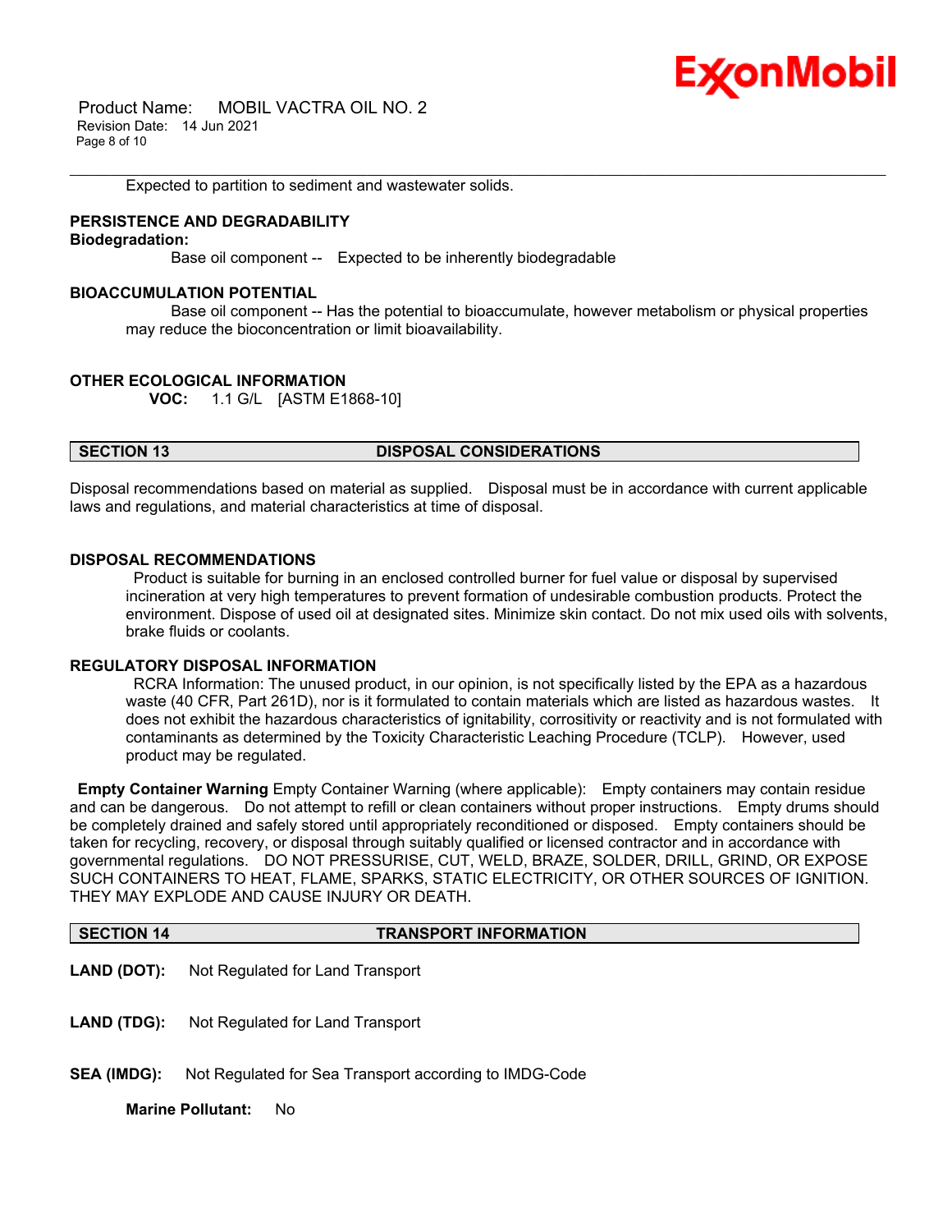Expected to partition to sediment and wastewater solids.

### PERSISTENCE AND DEGRADABILITY

**Biodegradation:**

Base oil component -- Expected to be inherently biodegradable

### BIOACCUMULATION POTENTIAL

Base oil component -- Has the potential to bioaccumulate, however metabolism or physical properties may reduce the bioconcentration or limit bioavailability.

### OTHER ECOLOGICAL INFORMATION

**VOC:** 1.1 G/L [ASTM E1868-10]

## SECTION 13 DISPOSAL CONSIDERATIONS

Disposal recommendations based on material as supplied. Disposal must be in accordance with current applicable laws and regulations, and material characteristics at time of disposal.

### DISPOSAL RECOMMENDATIONS

Product is suitable for burning in an enclosed controlled burner for fuel value or disposal by supervised incineration at very high temperatures to prevent formation of undesirable combustion products. Protect the environment. Dispose of used oil at designated sites. Minimize skin contact. Do not mix used oils with solvents, brake fluids or coolants.

### REGULATORY DISPOSAL INFORMATION

RCRA Information: The unused product, in our opinion, is not specifically listed by the EPA as a hazardous waste (40 CFR, Part 261D), nor is it formulated to contain materials which are listed as hazardous wastes. It does not exhibit the hazardous characteristics of ignitability, corrositivity or reactivity and is not formulated with contaminants as determined by the Toxicity Characteristic Leaching Procedure (TCLP). However, used product may be regulated.

**Empty Container Warning** Empty Container Warning (where applicable): Empty containers may contain residue and can be dangerous. Do not attempt to refill or clean containers without proper instructions. Empty drums should be completely drained and safely stored until appropriately reconditioned or disposed. Empty containers should be taken for recycling, recovery, or disposal through suitably qualified or licensed contractor and in accordance with governmental regulations. DO NOT PRESSURISE, CUT, WELD, BRAZE, SOLDER, DRILL, GRIND, OR EXPOSE SUCH CONTAINERS TO HEAT, FLAME, SPARKS, STATIC ELECTRICITY, OR OTHER SOURCES OF IGNITION. THEY MAY EXPLODE AND CAUSE INJURY OR DEATH.

## SECTION 14 TRANSPORT INFORMATION

**LAND (DOT):** Not Regulated for Land Transport

**LAND (TDG):** Not Regulated for Land Transport

**SEA (IMDG):** Not Regulated for Sea Transport according to IMDG-Code

**Marine Pollutant:** No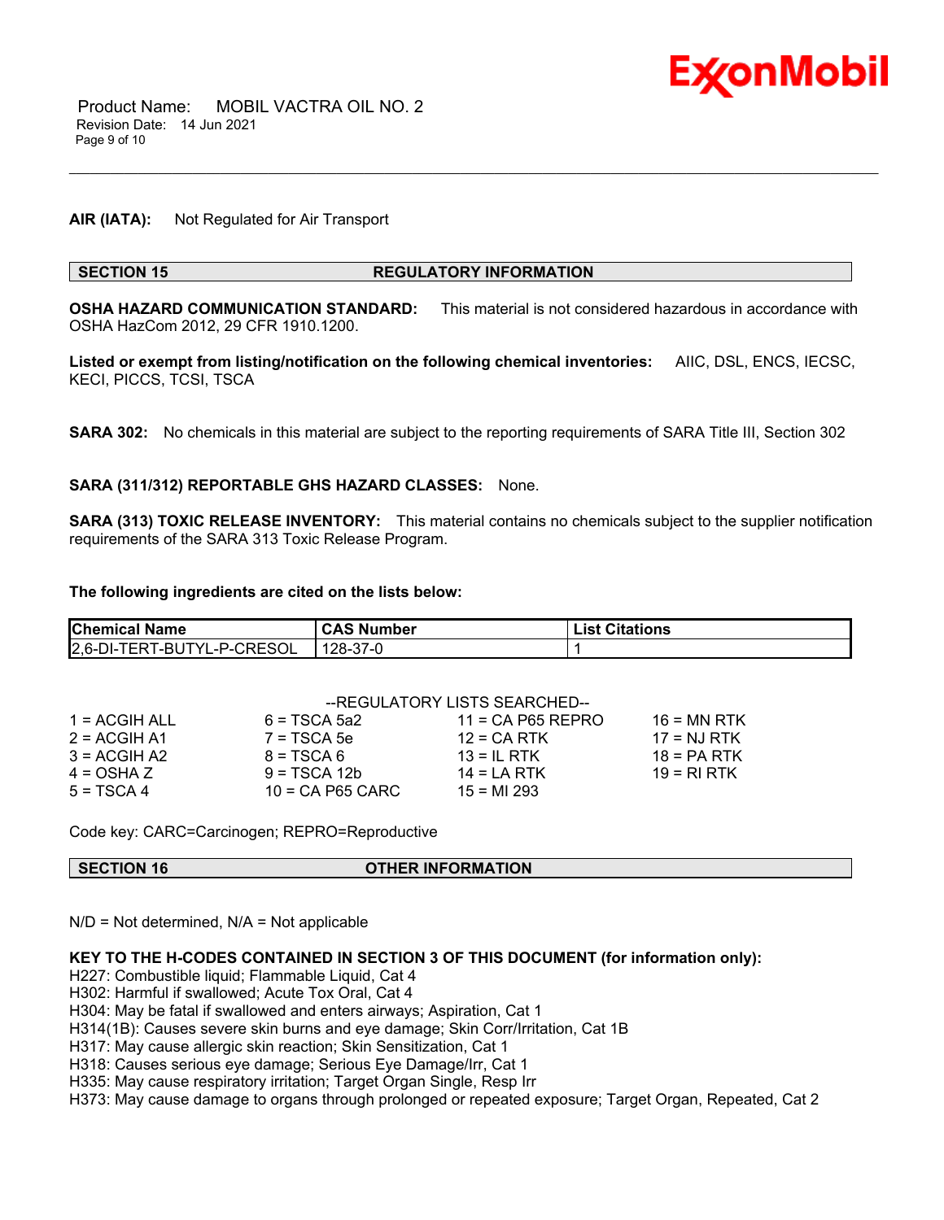**AIR (IATA):** Not Regulated for Air Transport

## SECTION 15 REGULATORY INFORMATION

**OSHA HAZARD COMMUNICATION STANDARD:** This material is not considered hazardous in accordance with OSHA HazCom 2012, 29 CFR 1910.1200.

**Listed or exempt from listing/notification on the following chemical inventories:** AIIC, DSL, ENCS, IECSC, KECI, PICCS, TCSI, TSCA

**SARA 302:** No chemicals in this material are subject to the reporting requirements of SARA Title III, Section 302

**SARA (311/312) REPORTABLE GHS HAZARD CLASSES:** None.

**SARA (313) TOXIC RELEASE INVENTORY:** This material contains no chemicals subject to the supplier notification requirements of the SARA 313 Toxic Release Program.

**The following ingredients are cited on the lists below:**

| Chemical Name | CAS Number | List Citations |
|---|---|---|
| 2,6-DI-TERT-BUTYL-P-CRESOL | 128-37-0 | 1 |

--REGULATORY LISTS SEARCHED--

| | | | |
|---|---|---|---|
| 1 = ACGIH ALL | 6 = TSCA 5a2 | 11 = CA P65 REPRO | 16 = MN RTK |
| 2 = ACGIH A1 | 7 = TSCA 5e | 12 = CA RTK | 17 = NJ RTK |
| 3 = ACGIH A2 | 8 = TSCA 6 | 13 = IL RTK | 18 = PA RTK |
| 4 = OSHA Z | 9 = TSCA 12b | 14 = LA RTK | 19 = RI RTK |
| 5 = TSCA 4 | 10 = CA P65 CARC | 15 = MI 293 | |

Code key: CARC=Carcinogen; REPRO=Reproductive

## SECTION 16 OTHER INFORMATION

N/D = Not determined, N/A = Not applicable

**KEY TO THE H-CODES CONTAINED IN SECTION 3 OF THIS DOCUMENT (for information only):**

H227: Combustible liquid; Flammable Liquid, Cat 4
H302: Harmful if swallowed; Acute Tox Oral, Cat 4
H304: May be fatal if swallowed and enters airways; Aspiration, Cat 1
H314(1B): Causes severe skin burns and eye damage; Skin Corr/Irritation, Cat 1B
H317: May cause allergic skin reaction; Skin Sensitization, Cat 1
H318: Causes serious eye damage; Serious Eye Damage/Irr, Cat 1
H335: May cause respiratory irritation; Target Organ Single, Resp Irr
H373: May cause damage to organs through prolonged or repeated exposure; Target Organ, Repeated, Cat 2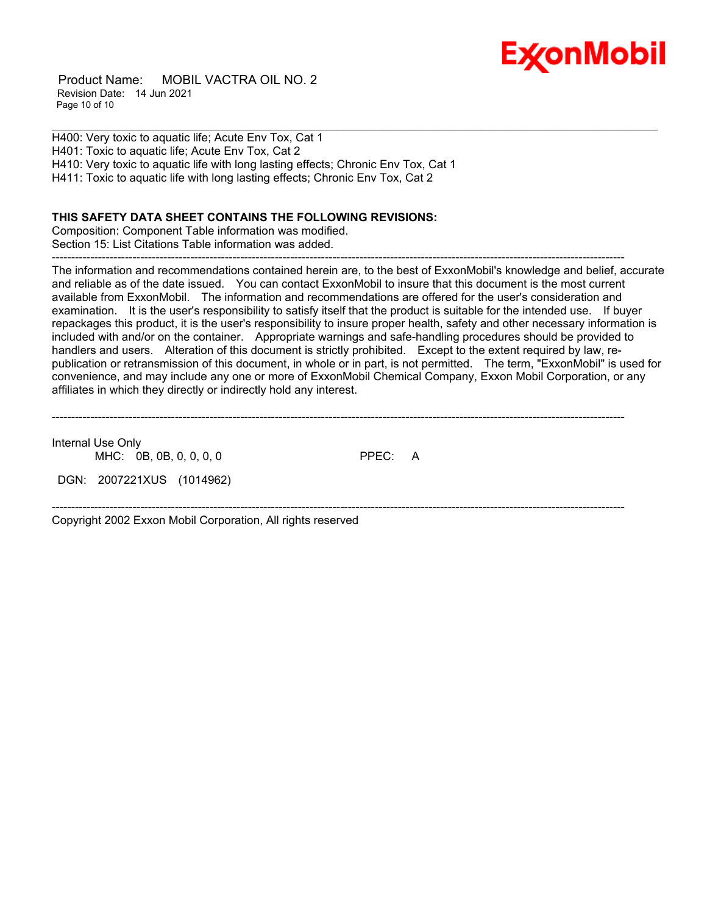H400: Very toxic to aquatic life; Acute Env Tox, Cat 1
H401: Toxic to aquatic life; Acute Env Tox, Cat 2
H410: Very toxic to aquatic life with long lasting effects; Chronic Env Tox, Cat 1
H411: Toxic to aquatic life with long lasting effects; Chronic Env Tox, Cat 2

**THIS SAFETY DATA SHEET CONTAINS THE FOLLOWING REVISIONS:**
Composition: Component Table information was modified.
Section 15: List Citations Table information was added.

-----------------------------------------------------------------------------------------------------------------------------------------------

The information and recommendations contained herein are, to the best of ExxonMobil's knowledge and belief, accurate and reliable as of the date issued. You can contact ExxonMobil to insure that this document is the most current available from ExxonMobil. The information and recommendations are offered for the user's consideration and examination. It is the user's responsibility to satisfy itself that the product is suitable for the intended use. If buyer repackages this product, it is the user's responsibility to insure proper health, safety and other necessary information is included with and/or on the container. Appropriate warnings and safe-handling procedures should be provided to handlers and users. Alteration of this document is strictly prohibited. Except to the extent required by law, re-publication or retransmission of this document, in whole or in part, is not permitted. The term, "ExxonMobil" is used for convenience, and may include any one or more of ExxonMobil Chemical Company, Exxon Mobil Corporation, or any affiliates in which they directly or indirectly hold any interest.

-----------------------------------------------------------------------------------------------------------------------------------------------

Internal Use Only
MHC: 0B, 0B, 0, 0, 0, 0 PPEC: A

DGN: 2007221XUS (1014962)

-----------------------------------------------------------------------------------------------------------------------------------------------

Copyright 2002 Exxon Mobil Corporation, All rights reserved